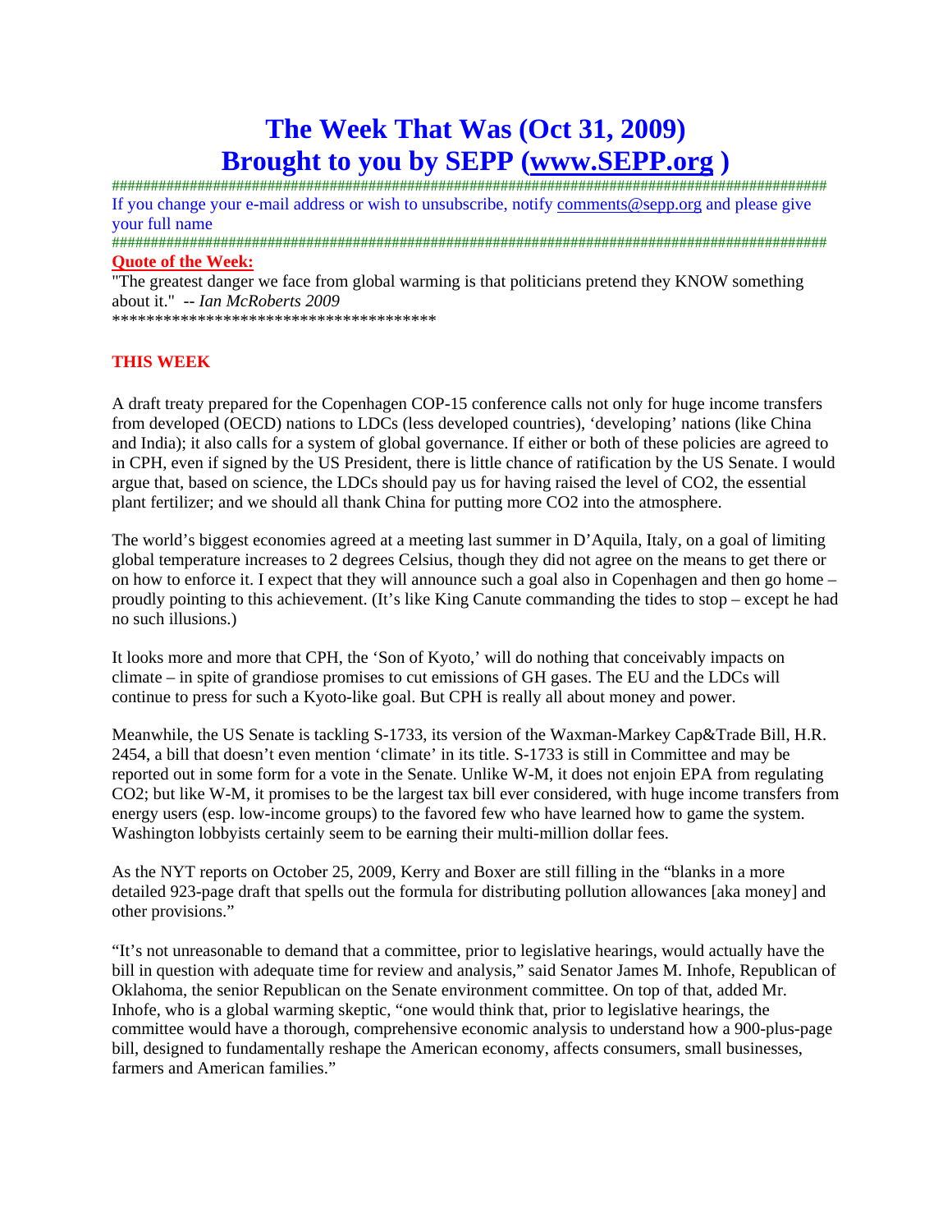# The Week That Was (Oct 31, 2009)
# Brought to you by SEPP (www.SEPP.org )

##########################################################################################

If you change your e-mail address or wish to unsubscribe, notify comments@sepp.org and please give your full name

##########################################################################################

**Quote of the Week:**

"The greatest danger we face from global warming is that politicians pretend they KNOW something about it." -- *Ian McRoberts 2009*

**************************************

**THIS WEEK**

A draft treaty prepared for the Copenhagen COP-15 conference calls not only for huge income transfers from developed (OECD) nations to LDCs (less developed countries), 'developing' nations (like China and India); it also calls for a system of global governance. If either or both of these policies are agreed to in CPH, even if signed by the US President, there is little chance of ratification by the US Senate. I would argue that, based on science, the LDCs should pay us for having raised the level of $CO_2$, the essential plant fertilizer; and we should all thank China for putting more $CO_2$ into the atmosphere.

The world's biggest economies agreed at a meeting last summer in D'Aquila, Italy, on a goal of limiting global temperature increases to 2 degrees Celsius, though they did not agree on the means to get there or on how to enforce it. I expect that they will announce such a goal also in Copenhagen and then go home – proudly pointing to this achievement. (It's like King Canute commanding the tides to stop – except he had no such illusions.)

It looks more and more that CPH, the 'Son of Kyoto,' will do nothing that conceivably impacts on climate – in spite of grandiose promises to cut emissions of GH gases. The EU and the LDCs will continue to press for such a Kyoto-like goal. But CPH is really all about money and power.

Meanwhile, the US Senate is tackling S-1733, its version of the Waxman-Markey Cap&Trade Bill, H.R. 2454, a bill that doesn't even mention 'climate' in its title. S-1733 is still in Committee and may be reported out in some form for a vote in the Senate. Unlike W-M, it does not enjoin EPA from regulating $CO_2$; but like W-M, it promises to be the largest tax bill ever considered, with huge income transfers from energy users (esp. low-income groups) to the favored few who have learned how to game the system. Washington lobbyists certainly seem to be earning their multi-million dollar fees.

As the NYT reports on October 25, 2009, Kerry and Boxer are still filling in the "blanks in a more detailed 923-page draft that spells out the formula for distributing pollution allowances [aka money] and other provisions."

"It's not unreasonable to demand that a committee, prior to legislative hearings, would actually have the bill in question with adequate time for review and analysis," said Senator James M. Inhofe, Republican of Oklahoma, the senior Republican on the Senate environment committee. On top of that, added Mr. Inhofe, who is a global warming skeptic, "one would think that, prior to legislative hearings, the committee would have a thorough, comprehensive economic analysis to understand how a 900-plus-page bill, designed to fundamentally reshape the American economy, affects consumers, small businesses, farmers and American families."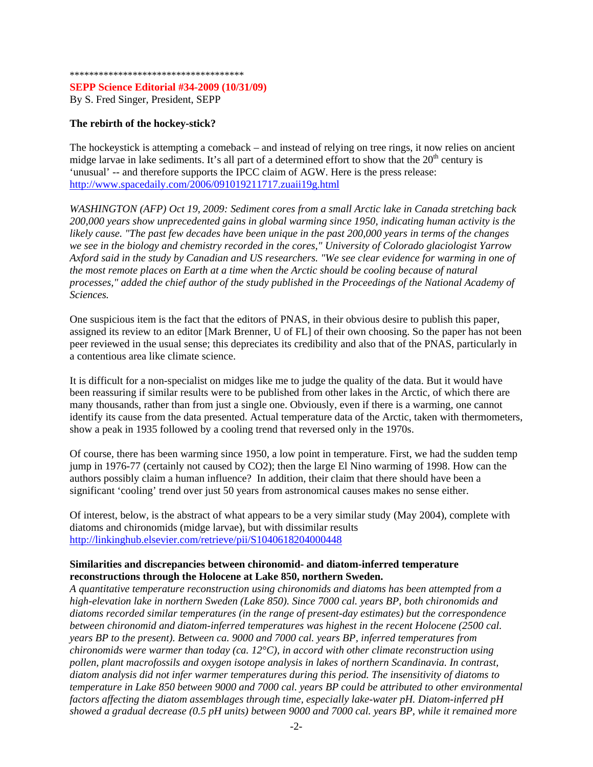************************************

**SEPP Science Editorial #34-2009 (10/31/09)**
By S. Fred Singer, President, SEPP

**The rebirth of the hockey-stick?**

The hockeystick is attempting a comeback – and instead of relying on tree rings, it now relies on ancient midge larvae in lake sediments. It's all part of a determined effort to show that the 20th century is 'unusual' -- and therefore supports the IPCC claim of AGW. Here is the press release: http://www.spacedaily.com/2006/091019211717.zuaii19g.html

*WASHINGTON (AFP) Oct 19, 2009: Sediment cores from a small Arctic lake in Canada stretching back 200,000 years show unprecedented gains in global warming since 1950, indicating human activity is the likely cause. "The past few decades have been unique in the past 200,000 years in terms of the changes we see in the biology and chemistry recorded in the cores," University of Colorado glaciologist Yarrow Axford said in the study by Canadian and US researchers. "We see clear evidence for warming in one of the most remote places on Earth at a time when the Arctic should be cooling because of natural processes," added the chief author of the study published in the Proceedings of the National Academy of Sciences.*

One suspicious item is the fact that the editors of PNAS, in their obvious desire to publish this paper, assigned its review to an editor [Mark Brenner, U of FL] of their own choosing. So the paper has not been peer reviewed in the usual sense; this depreciates its credibility and also that of the PNAS, particularly in a contentious area like climate science.

It is difficult for a non-specialist on midges like me to judge the quality of the data. But it would have been reassuring if similar results were to be published from other lakes in the Arctic, of which there are many thousands, rather than from just a single one. Obviously, even if there is a warming, one cannot identify its cause from the data presented. Actual temperature data of the Arctic, taken with thermometers, show a peak in 1935 followed by a cooling trend that reversed only in the 1970s.

Of course, there has been warming since 1950, a low point in temperature. First, we had the sudden temp jump in 1976-77 (certainly not caused by $CO_2$); then the large El Nino warming of 1998. How can the authors possibly claim a human influence? In addition, their claim that there should have been a significant 'cooling' trend over just 50 years from astronomical causes makes no sense either.

Of interest, below, is the abstract of what appears to be a very similar study (May 2004), complete with diatoms and chironomids (midge larvae), but with dissimilar results http://linkinghub.elsevier.com/retrieve/pii/S1040618204000448

**Similarities and discrepancies between chironomid- and diatom-inferred temperature reconstructions through the Holocene at Lake 850, northern Sweden.**
*A quantitative temperature reconstruction using chironomids and diatoms has been attempted from a high-elevation lake in northern Sweden (Lake 850). Since 7000 cal. years BP, both chironomids and diatoms recorded similar temperatures (in the range of present-day estimates) but the correspondence between chironomid and diatom-inferred temperatures was highest in the recent Holocene (2500 cal. years BP to the present). Between ca. 9000 and 7000 cal. years BP, inferred temperatures from chironomids were warmer than today (ca. 12°C), in accord with other climate reconstruction using pollen, plant macrofossils and oxygen isotope analysis in lakes of northern Scandinavia. In contrast, diatom analysis did not infer warmer temperatures during this period. The insensitivity of diatoms to temperature in Lake 850 between 9000 and 7000 cal. years BP could be attributed to other environmental factors affecting the diatom assemblages through time, especially lake-water pH. Diatom-inferred pH showed a gradual decrease (0.5 pH units) between 9000 and 7000 cal. years BP, while it remained more*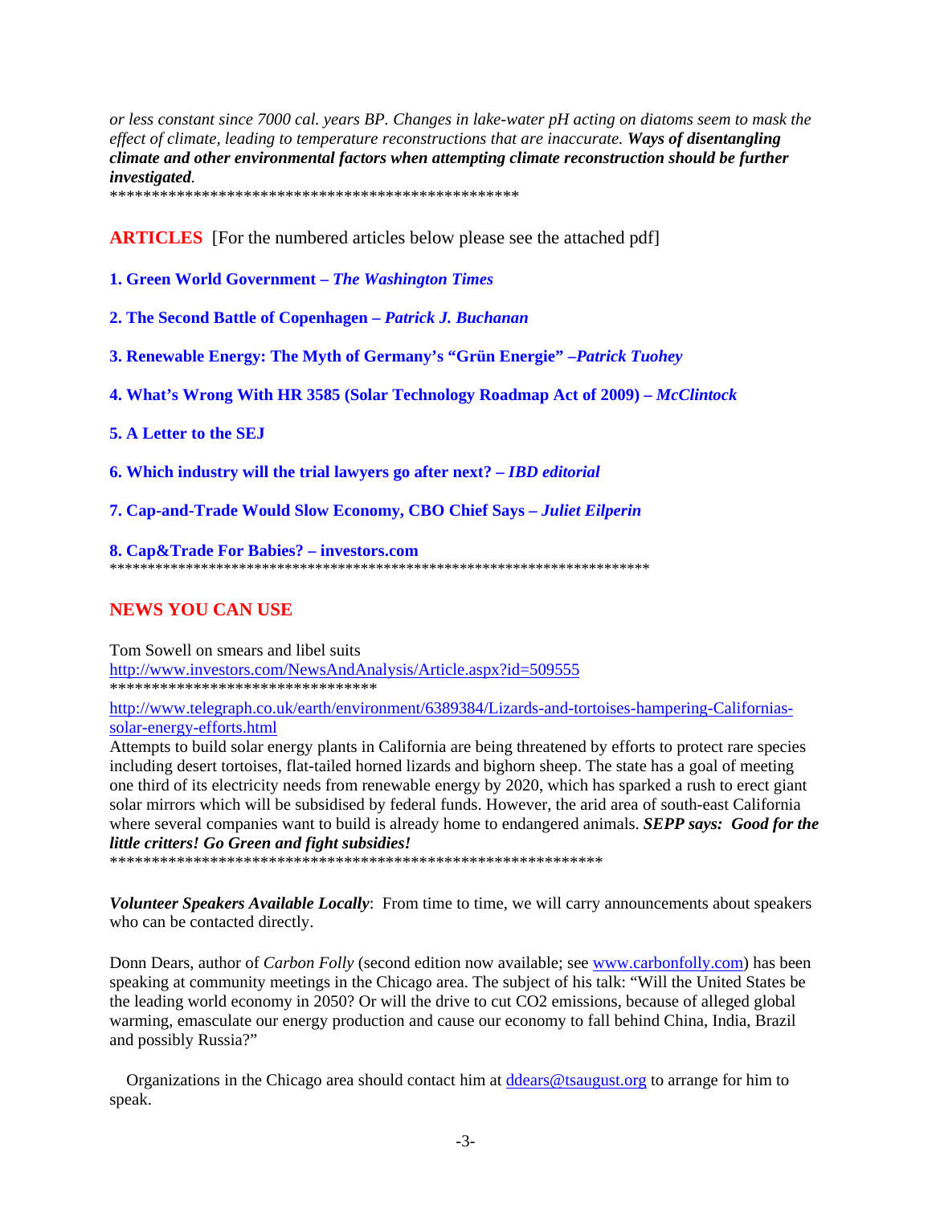*or less constant since 7000 cal. years BP. Changes in lake-water pH acting on diatoms seem to mask the effect of climate, leading to temperature reconstructions that are inaccurate.* ***Ways of disentangling climate and other environmental factors when attempting climate reconstruction should be further investigated****.*

**************************************************

## ARTICLES [For the numbered articles below please see the attached pdf]

**1. Green World Government –** ***The Washington Times***

**2. The Second Battle of Copenhagen –** ***Patrick J. Buchanan***

**3. Renewable Energy: The Myth of Germany's "Grün Energie" –*****Patrick Tuohey***

**4. What's Wrong With HR 3585 (Solar Technology Roadmap Act of 2009) –** ***McClintock***

**5. A Letter to the SEJ**

**6. Which industry will the trial lawyers go after next? –** ***IBD editorial***

**7. Cap-and-Trade Would Slow Economy, CBO Chief Says –** ***Juliet Eilperin***

**8. Cap&Trade For Babies? – investors.com**

************************************************************************

## NEWS YOU CAN USE

Tom Sowell on smears and libel suits
http://www.investors.com/NewsAndAnalysis/Article.aspx?id=509555

********************************

http://www.telegraph.co.uk/earth/environment/6389384/Lizards-and-tortoises-hampering-Californias-solar-energy-efforts.html

Attempts to build solar energy plants in California are being threatened by efforts to protect rare species including desert tortoises, flat-tailed horned lizards and bighorn sheep. The state has a goal of meeting one third of its electricity needs from renewable energy by 2020, which has sparked a rush to erect giant solar mirrors which will be subsidised by federal funds. However, the arid area of south-east California where several companies want to build is already home to endangered animals. ***SEPP says: Good for the little critters! Go Green and fight subsidies!***

**************************************************************

***Volunteer Speakers Available Locally***: From time to time, we will carry announcements about speakers who can be contacted directly.

Donn Dears, author of *Carbon Folly* (second edition now available; see www.carbonfolly.com) has been speaking at community meetings in the Chicago area. The subject of his talk: "Will the United States be the leading world economy in 2050? Or will the drive to cut CO2 emissions, because of alleged global warming, emasculate our energy production and cause our economy to fall behind China, India, Brazil and possibly Russia?"

Organizations in the Chicago area should contact him at ddears@tsaugust.org to arrange for him to speak.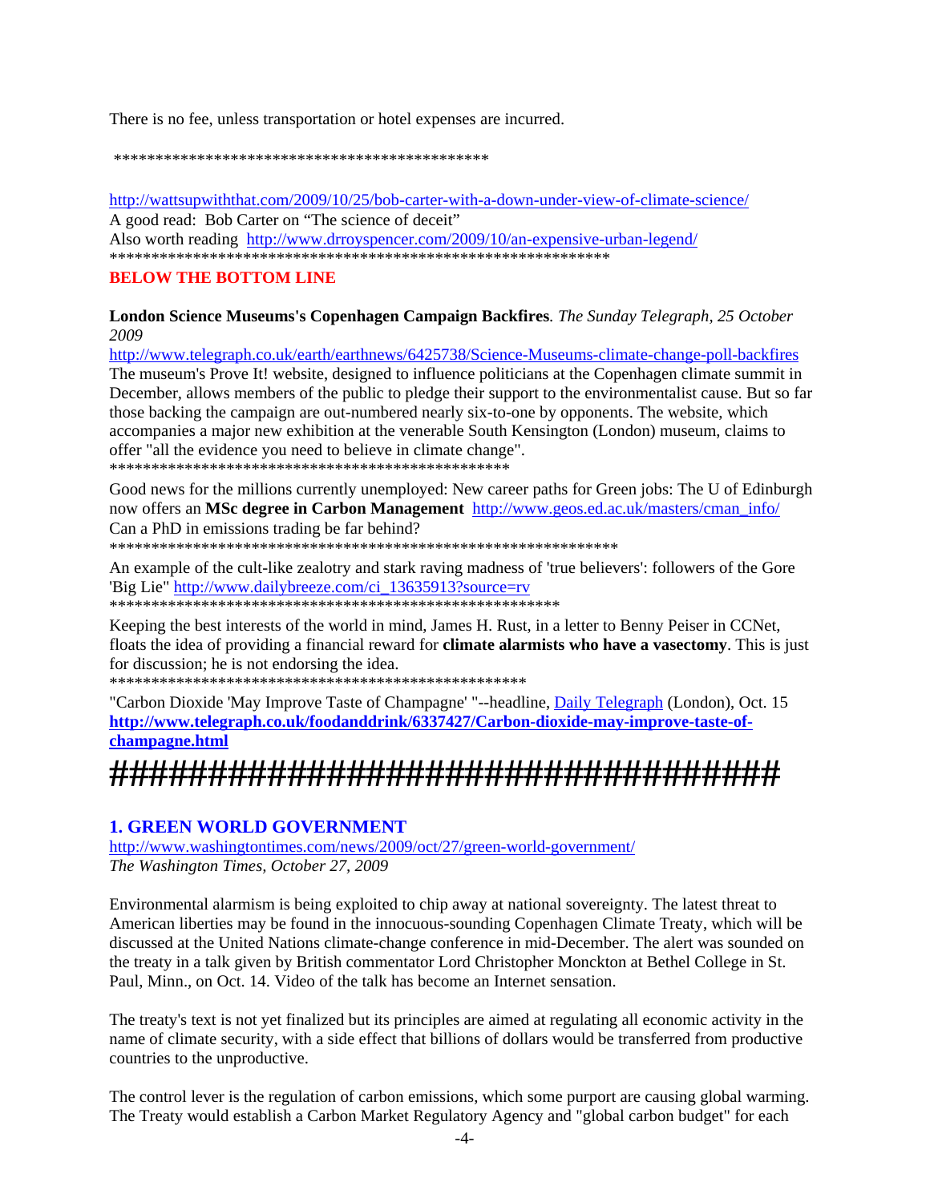There is no fee, unless transportation or hotel expenses are incurred.

**********************************************

http://wattsupwiththat.com/2009/10/25/bob-carter-with-a-down-under-view-of-climate-science/

A good read: Bob Carter on "The science of deceit"

Also worth reading http://www.drroyspencer.com/2009/10/an-expensive-urban-legend/

**************************************************************

**BELOW THE BOTTOM LINE**

**London Science Museums's Copenhagen Campaign Backfires**. *The Sunday Telegraph, 25 October 2009*

http://www.telegraph.co.uk/earth/earthnews/6425738/Science-Museums-climate-change-poll-backfires

The museum's Prove It! website, designed to influence politicians at the Copenhagen climate summit in December, allows members of the public to pledge their support to the environmentalist cause. But so far those backing the campaign are out-numbered nearly six-to-one by opponents. The website, which accompanies a major new exhibition at the venerable South Kensington (London) museum, claims to offer "all the evidence you need to believe in climate change".

*************************************************

Good news for the millions currently unemployed: New career paths for Green jobs: The U of Edinburgh now offers an **MSc degree in Carbon Management** http://www.geos.ed.ac.uk/masters/cman_info/

Can a PhD in emissions trading be far behind?

***************************************************************

An example of the cult-like zealotry and stark raving madness of 'true believers': followers of the Gore 'Big Lie" http://www.dailybreeze.com/ci_13635913?source=rv

*******************************************************

Keeping the best interests of the world in mind, James H. Rust, in a letter to Benny Peiser in CCNet, floats the idea of providing a financial reward for **climate alarmists who have a vasectomy**. This is just for discussion; he is not endorsing the idea.

***************************************************

"Carbon Dioxide 'May Improve Taste of Champagne' "--headline, Daily Telegraph (London), Oct. 15

**http://www.telegraph.co.uk/foodanddrink/6337427/Carbon-dioxide-may-improve-taste-of-champagne.html**

####################################

## 1. GREEN WORLD GOVERNMENT

http://www.washingtontimes.com/news/2009/oct/27/green-world-government/

*The Washington Times, October 27, 2009*

Environmental alarmism is being exploited to chip away at national sovereignty. The latest threat to American liberties may be found in the innocuous-sounding Copenhagen Climate Treaty, which will be discussed at the United Nations climate-change conference in mid-December. The alert was sounded on the treaty in a talk given by British commentator Lord Christopher Monckton at Bethel College in St. Paul, Minn., on Oct. 14. Video of the talk has become an Internet sensation.

The treaty's text is not yet finalized but its principles are aimed at regulating all economic activity in the name of climate security, with a side effect that billions of dollars would be transferred from productive countries to the unproductive.

The control lever is the regulation of carbon emissions, which some purport are causing global warming. The Treaty would establish a Carbon Market Regulatory Agency and "global carbon budget" for each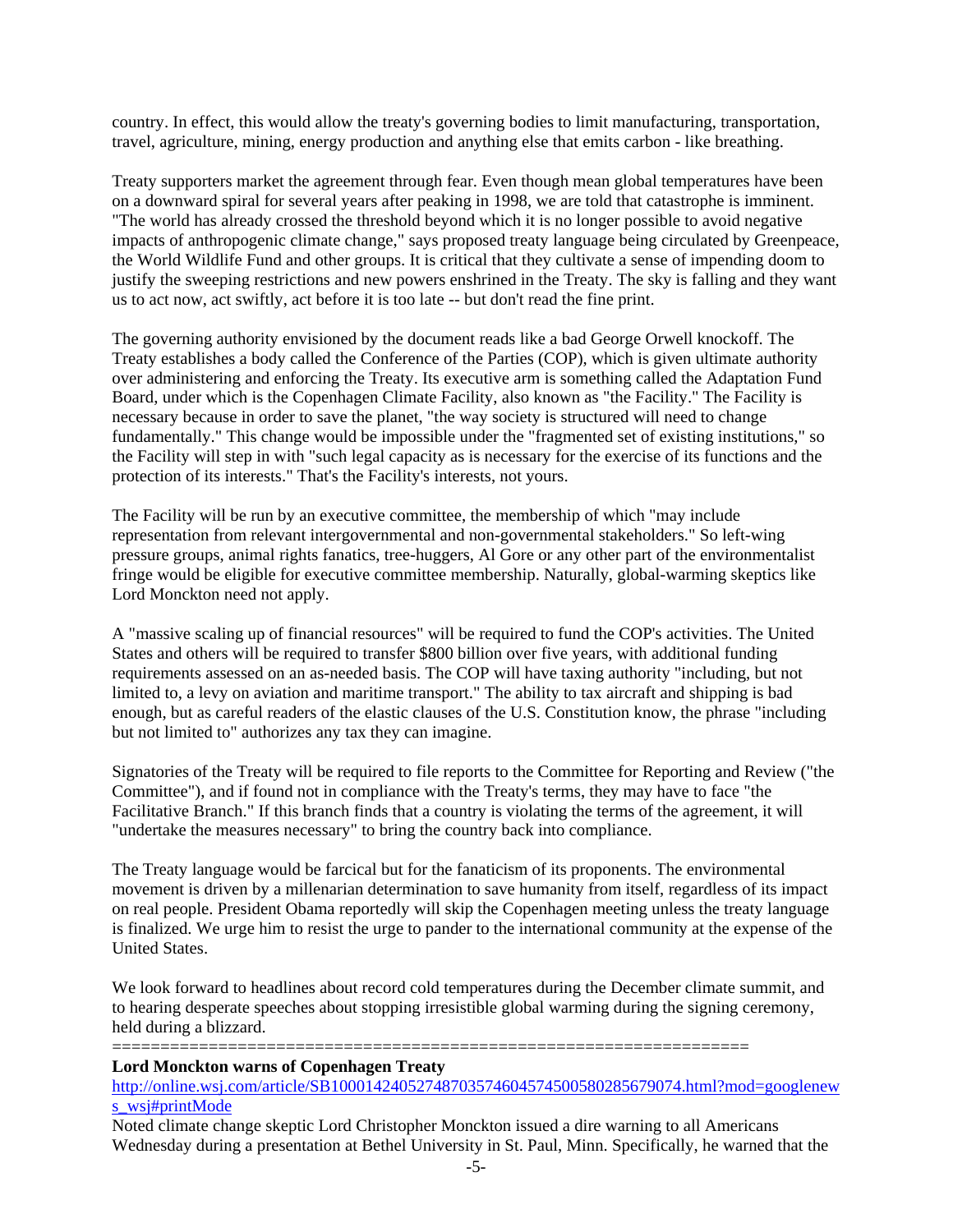country. In effect, this would allow the treaty's governing bodies to limit manufacturing, transportation, travel, agriculture, mining, energy production and anything else that emits carbon - like breathing.

Treaty supporters market the agreement through fear. Even though mean global temperatures have been on a downward spiral for several years after peaking in 1998, we are told that catastrophe is imminent. "The world has already crossed the threshold beyond which it is no longer possible to avoid negative impacts of anthropogenic climate change," says proposed treaty language being circulated by Greenpeace, the World Wildlife Fund and other groups. It is critical that they cultivate a sense of impending doom to justify the sweeping restrictions and new powers enshrined in the Treaty. The sky is falling and they want us to act now, act swiftly, act before it is too late -- but don't read the fine print.

The governing authority envisioned by the document reads like a bad George Orwell knockoff. The Treaty establishes a body called the Conference of the Parties (COP), which is given ultimate authority over administering and enforcing the Treaty. Its executive arm is something called the Adaptation Fund Board, under which is the Copenhagen Climate Facility, also known as "the Facility." The Facility is necessary because in order to save the planet, "the way society is structured will need to change fundamentally." This change would be impossible under the "fragmented set of existing institutions," so the Facility will step in with "such legal capacity as is necessary for the exercise of its functions and the protection of its interests." That's the Facility's interests, not yours.

The Facility will be run by an executive committee, the membership of which "may include representation from relevant intergovernmental and non-governmental stakeholders." So left-wing pressure groups, animal rights fanatics, tree-huggers, Al Gore or any other part of the environmentalist fringe would be eligible for executive committee membership. Naturally, global-warming skeptics like Lord Monckton need not apply.

A "massive scaling up of financial resources" will be required to fund the COP's activities. The United States and others will be required to transfer $800 billion over five years, with additional funding requirements assessed on an as-needed basis. The COP will have taxing authority "including, but not limited to, a levy on aviation and maritime transport." The ability to tax aircraft and shipping is bad enough, but as careful readers of the elastic clauses of the U.S. Constitution know, the phrase "including but not limited to" authorizes any tax they can imagine.

Signatories of the Treaty will be required to file reports to the Committee for Reporting and Review ("the Committee"), and if found not in compliance with the Treaty's terms, they may have to face "the Facilitative Branch." If this branch finds that a country is violating the terms of the agreement, it will "undertake the measures necessary" to bring the country back into compliance.

The Treaty language would be farcical but for the fanaticism of its proponents. The environmental movement is driven by a millenarian determination to save humanity from itself, regardless of its impact on real people. President Obama reportedly will skip the Copenhagen meeting unless the treaty language is finalized. We urge him to resist the urge to pander to the international community at the expense of the United States.

We look forward to headlines about record cold temperatures during the December climate summit, and to hearing desperate speeches about stopping irresistible global warming during the signing ceremony, held during a blizzard.

=================================================================

**Lord Monckton warns of Copenhagen Treaty**

http://online.wsj.com/article/SB10001424052748703574604574500580285679074.html?mod=googlenews_wsj#printMode

Noted climate change skeptic Lord Christopher Monckton issued a dire warning to all Americans Wednesday during a presentation at Bethel University in St. Paul, Minn. Specifically, he warned that the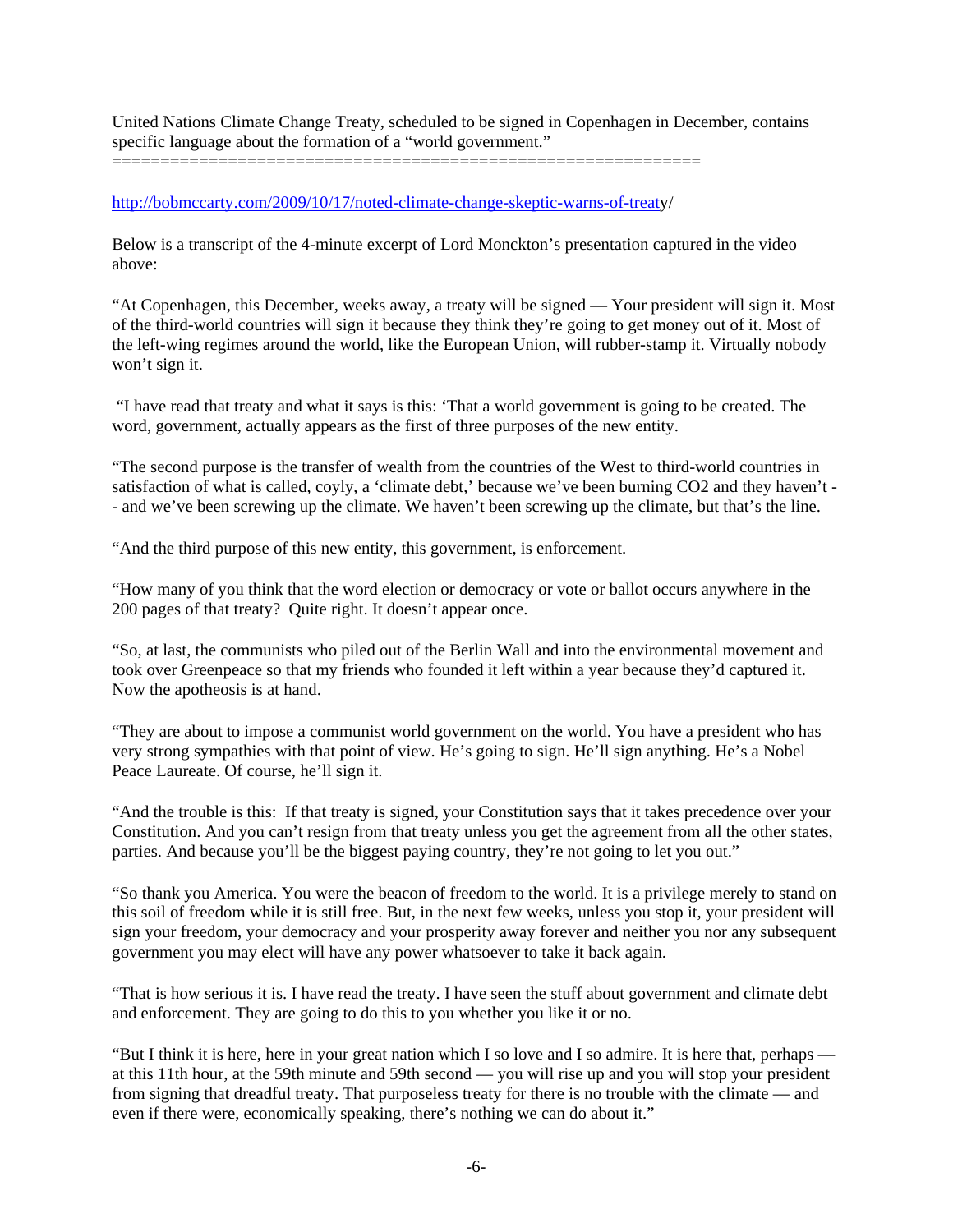United Nations Climate Change Treaty, scheduled to be signed in Copenhagen in December, contains specific language about the formation of a "world government."
==============================================================

http://bobmccarty.com/2009/10/17/noted-climate-change-skeptic-warns-of-treaty/

Below is a transcript of the 4-minute excerpt of Lord Monckton's presentation captured in the video above:

"At Copenhagen, this December, weeks away, a treaty will be signed — Your president will sign it. Most of the third-world countries will sign it because they think they're going to get money out of it. Most of the left-wing regimes around the world, like the European Union, will rubber-stamp it. Virtually nobody won't sign it.

"I have read that treaty and what it says is this: 'That a world government is going to be created. The word, government, actually appears as the first of three purposes of the new entity.

"The second purpose is the transfer of wealth from the countries of the West to third-world countries in satisfaction of what is called, coyly, a 'climate debt,' because we've been burning CO2 and they haven't -- and we've been screwing up the climate. We haven't been screwing up the climate, but that's the line.

"And the third purpose of this new entity, this government, is enforcement.

"How many of you think that the word election or democracy or vote or ballot occurs anywhere in the 200 pages of that treaty? Quite right. It doesn't appear once.

"So, at last, the communists who piled out of the Berlin Wall and into the environmental movement and took over Greenpeace so that my friends who founded it left within a year because they'd captured it. Now the apotheosis is at hand.

"They are about to impose a communist world government on the world. You have a president who has very strong sympathies with that point of view. He's going to sign. He'll sign anything. He's a Nobel Peace Laureate. Of course, he'll sign it.

"And the trouble is this: If that treaty is signed, your Constitution says that it takes precedence over your Constitution. And you can't resign from that treaty unless you get the agreement from all the other states, parties. And because you'll be the biggest paying country, they're not going to let you out."

"So thank you America. You were the beacon of freedom to the world. It is a privilege merely to stand on this soil of freedom while it is still free. But, in the next few weeks, unless you stop it, your president will sign your freedom, your democracy and your prosperity away forever and neither you nor any subsequent government you may elect will have any power whatsoever to take it back again.

"That is how serious it is. I have read the treaty. I have seen the stuff about government and climate debt and enforcement. They are going to do this to you whether you like it or no.

"But I think it is here, here in your great nation which I so love and I so admire. It is here that, perhaps — at this 11th hour, at the 59th minute and 59th second — you will rise up and you will stop your president from signing that dreadful treaty. That purposeless treaty for there is no trouble with the climate — and even if there were, economically speaking, there's nothing we can do about it."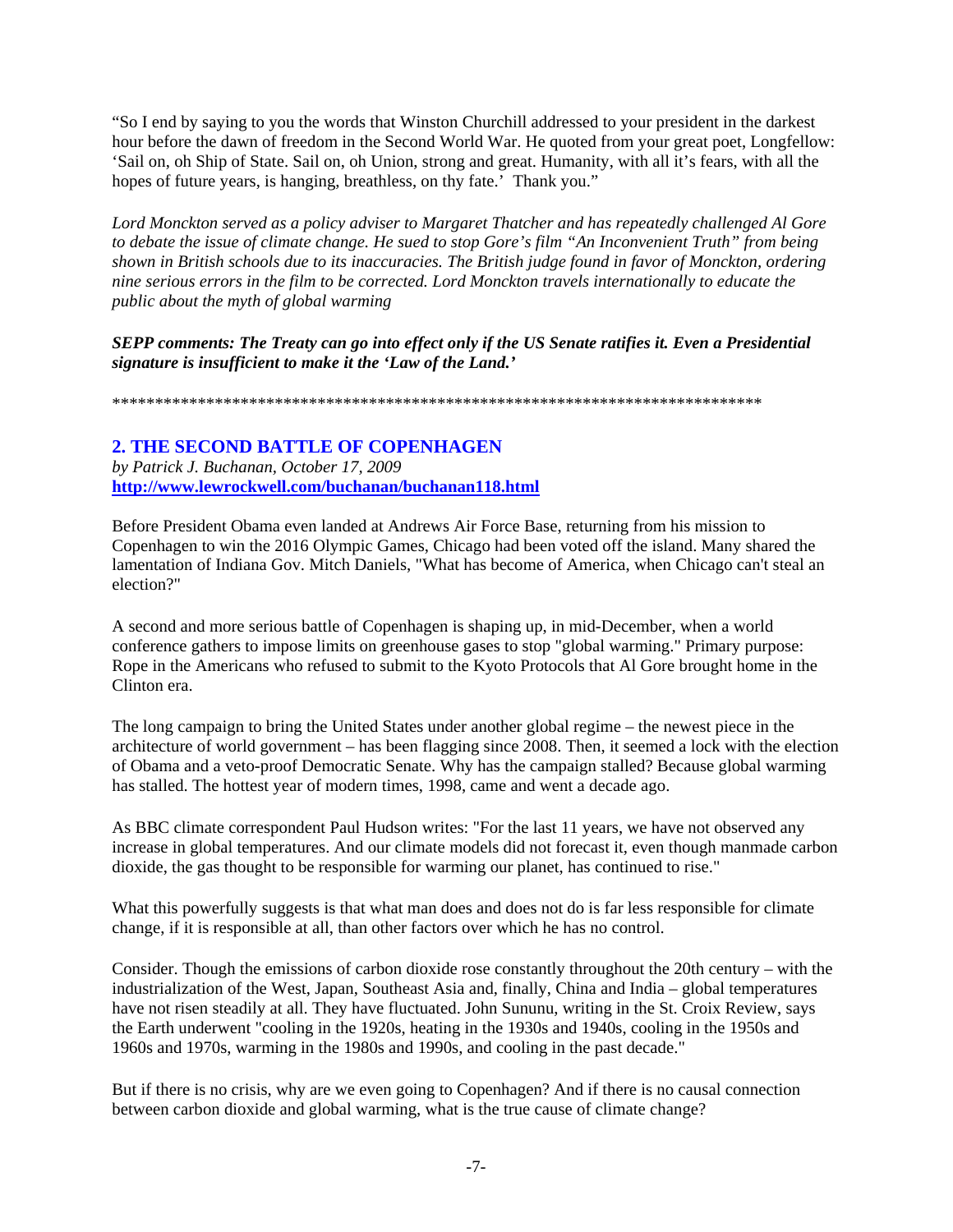"So I end by saying to you the words that Winston Churchill addressed to your president in the darkest hour before the dawn of freedom in the Second World War. He quoted from your great poet, Longfellow: 'Sail on, oh Ship of State. Sail on, oh Union, strong and great. Humanity, with all it's fears, with all the hopes of future years, is hanging, breathless, on thy fate.' Thank you."

*Lord Monckton served as a policy adviser to Margaret Thatcher and has repeatedly challenged Al Gore to debate the issue of climate change. He sued to stop Gore's film "An Inconvenient Truth" from being shown in British schools due to its inaccuracies. The British judge found in favor of Monckton, ordering nine serious errors in the film to be corrected. Lord Monckton travels internationally to educate the public about the myth of global warming*

***SEPP comments: The Treaty can go into effect only if the US Senate ratifies it. Even a Presidential signature is insufficient to make it the 'Law of the Land.'***

*******************************************************************************

## 2. THE SECOND BATTLE OF COPENHAGEN

*by Patrick J. Buchanan, October 17, 2009*
**http://www.lewrockwell.com/buchanan/buchanan118.html**

Before President Obama even landed at Andrews Air Force Base, returning from his mission to Copenhagen to win the 2016 Olympic Games, Chicago had been voted off the island. Many shared the lamentation of Indiana Gov. Mitch Daniels, "What has become of America, when Chicago can't steal an election?"

A second and more serious battle of Copenhagen is shaping up, in mid-December, when a world conference gathers to impose limits on greenhouse gases to stop "global warming." Primary purpose: Rope in the Americans who refused to submit to the Kyoto Protocols that Al Gore brought home in the Clinton era.

The long campaign to bring the United States under another global regime – the newest piece in the architecture of world government – has been flagging since 2008. Then, it seemed a lock with the election of Obama and a veto-proof Democratic Senate. Why has the campaign stalled? Because global warming has stalled. The hottest year of modern times, 1998, came and went a decade ago.

As BBC climate correspondent Paul Hudson writes: "For the last 11 years, we have not observed any increase in global temperatures. And our climate models did not forecast it, even though manmade carbon dioxide, the gas thought to be responsible for warming our planet, has continued to rise."

What this powerfully suggests is that what man does and does not do is far less responsible for climate change, if it is responsible at all, than other factors over which he has no control.

Consider. Though the emissions of carbon dioxide rose constantly throughout the 20th century – with the industrialization of the West, Japan, Southeast Asia and, finally, China and India – global temperatures have not risen steadily at all. They have fluctuated. John Sununu, writing in the St. Croix Review, says the Earth underwent "cooling in the 1920s, heating in the 1930s and 1940s, cooling in the 1950s and 1960s and 1970s, warming in the 1980s and 1990s, and cooling in the past decade."

But if there is no crisis, why are we even going to Copenhagen? And if there is no causal connection between carbon dioxide and global warming, what is the true cause of climate change?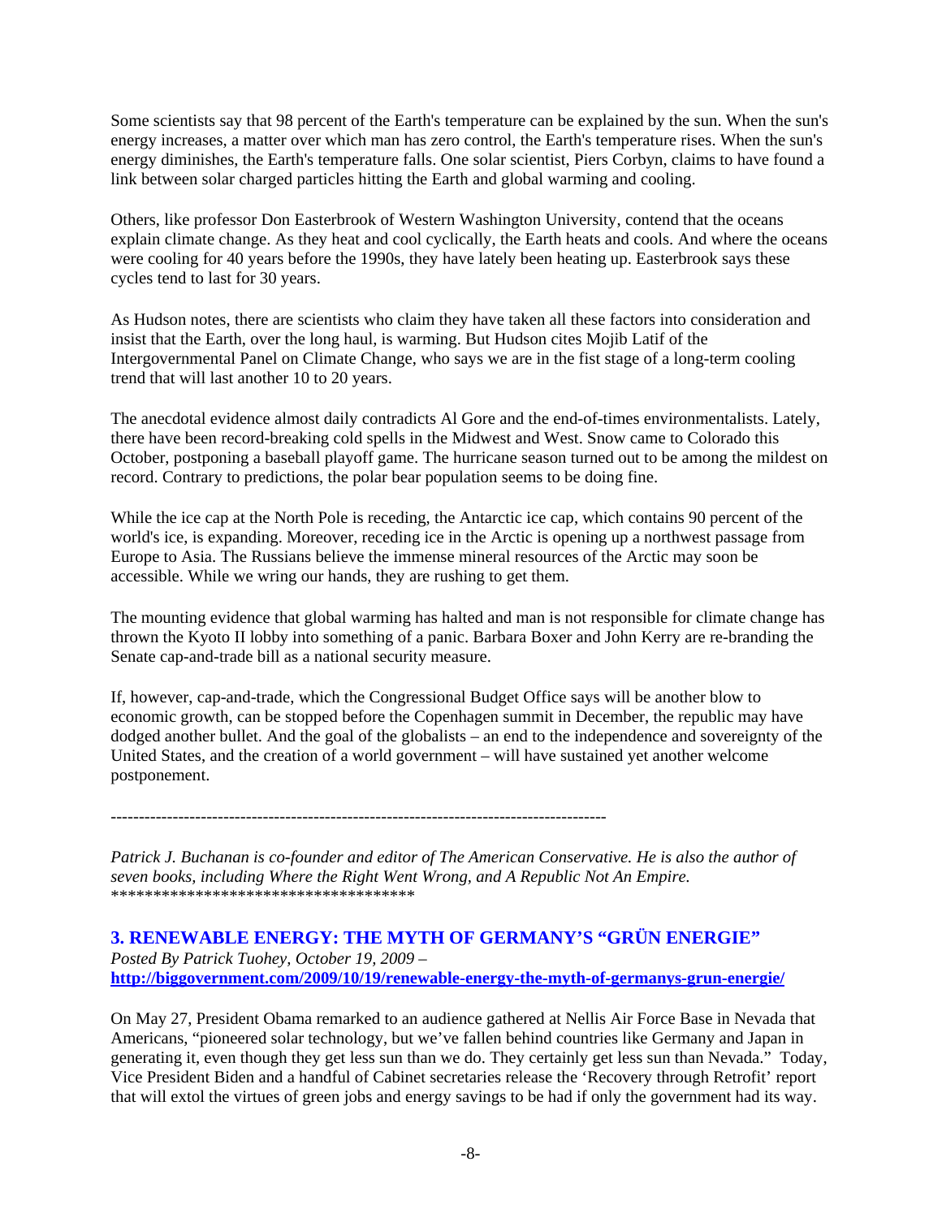Some scientists say that 98 percent of the Earth's temperature can be explained by the sun. When the sun's energy increases, a matter over which man has zero control, the Earth's temperature rises. When the sun's energy diminishes, the Earth's temperature falls. One solar scientist, Piers Corbyn, claims to have found a link between solar charged particles hitting the Earth and global warming and cooling.

Others, like professor Don Easterbrook of Western Washington University, contend that the oceans explain climate change. As they heat and cool cyclically, the Earth heats and cools. And where the oceans were cooling for 40 years before the 1990s, they have lately been heating up. Easterbrook says these cycles tend to last for 30 years.

As Hudson notes, there are scientists who claim they have taken all these factors into consideration and insist that the Earth, over the long haul, is warming. But Hudson cites Mojib Latif of the Intergovernmental Panel on Climate Change, who says we are in the fist stage of a long-term cooling trend that will last another 10 to 20 years.

The anecdotal evidence almost daily contradicts Al Gore and the end-of-times environmentalists. Lately, there have been record-breaking cold spells in the Midwest and West. Snow came to Colorado this October, postponing a baseball playoff game. The hurricane season turned out to be among the mildest on record. Contrary to predictions, the polar bear population seems to be doing fine.

While the ice cap at the North Pole is receding, the Antarctic ice cap, which contains 90 percent of the world's ice, is expanding. Moreover, receding ice in the Arctic is opening up a northwest passage from Europe to Asia. The Russians believe the immense mineral resources of the Arctic may soon be accessible. While we wring our hands, they are rushing to get them.

The mounting evidence that global warming has halted and man is not responsible for climate change has thrown the Kyoto II lobby into something of a panic. Barbara Boxer and John Kerry are re-branding the Senate cap-and-trade bill as a national security measure.

If, however, cap-and-trade, which the Congressional Budget Office says will be another blow to economic growth, can be stopped before the Copenhagen summit in December, the republic may have dodged another bullet. And the goal of the globalists – an end to the independence and sovereignty of the United States, and the creation of a world government – will have sustained yet another welcome postponement.

---

*Patrick J. Buchanan is co-founder and editor of The American Conservative. He is also the author of seven books, including Where the Right Went Wrong, and A Republic Not An Empire.*
************************************

### 3. RENEWABLE ENERGY: THE MYTH OF GERMANY'S "GRÜN ENERGIE"

*Posted By Patrick Tuohey, October 19, 2009 –*
**http://biggovernment.com/2009/10/19/renewable-energy-the-myth-of-germanys-grun-energie/**

On May 27, President Obama remarked to an audience gathered at Nellis Air Force Base in Nevada that Americans, "pioneered solar technology, but we've fallen behind countries like Germany and Japan in generating it, even though they get less sun than we do. They certainly get less sun than Nevada." Today, Vice President Biden and a handful of Cabinet secretaries release the 'Recovery through Retrofit' report that will extol the virtues of green jobs and energy savings to be had if only the government had its way.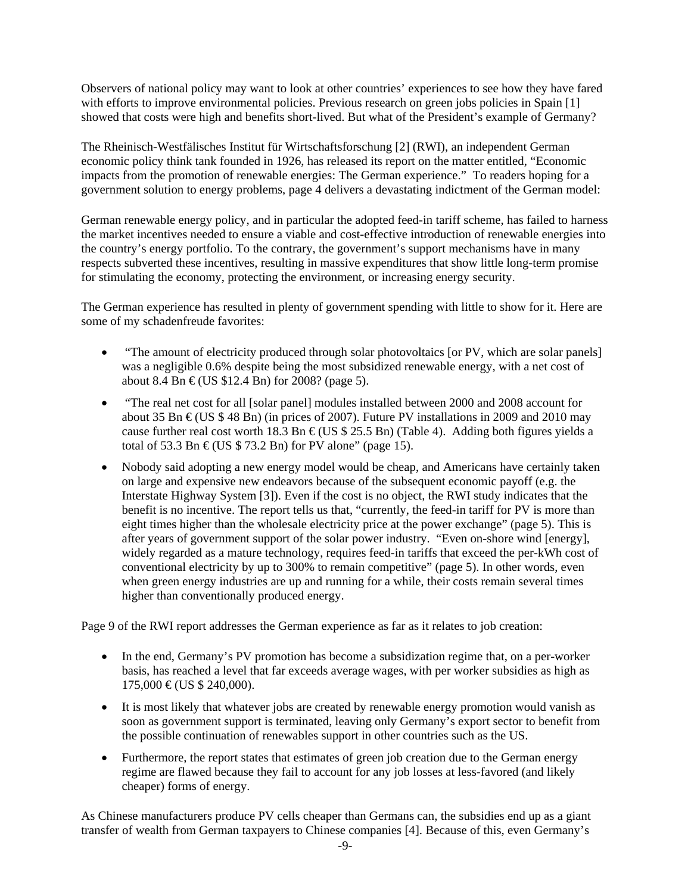Observers of national policy may want to look at other countries' experiences to see how they have fared with efforts to improve environmental policies. Previous research on green jobs policies in Spain [1] showed that costs were high and benefits short-lived. But what of the President's example of Germany?

The Rheinisch-Westfälisches Institut für Wirtschaftsforschung [2] (RWI), an independent German economic policy think tank founded in 1926, has released its report on the matter entitled, "Economic impacts from the promotion of renewable energies: The German experience." To readers hoping for a government solution to energy problems, page 4 delivers a devastating indictment of the German model:

German renewable energy policy, and in particular the adopted feed-in tariff scheme, has failed to harness the market incentives needed to ensure a viable and cost-effective introduction of renewable energies into the country's energy portfolio. To the contrary, the government's support mechanisms have in many respects subverted these incentives, resulting in massive expenditures that show little long-term promise for stimulating the economy, protecting the environment, or increasing energy security.

The German experience has resulted in plenty of government spending with little to show for it. Here are some of my schadenfreude favorites:

- "The amount of electricity produced through solar photovoltaics [or PV, which are solar panels] was a negligible 0.6% despite being the most subsidized renewable energy, with a net cost of about 8.4 Bn € (US $12.4 Bn) for 2008? (page 5).
- "The real net cost for all [solar panel] modules installed between 2000 and 2008 account for about 35 Bn € (US $ 48 Bn) (in prices of 2007). Future PV installations in 2009 and 2010 may cause further real cost worth 18.3 Bn € (US $ 25.5 Bn) (Table 4). Adding both figures yields a total of 53.3 Bn € (US $ 73.2 Bn) for PV alone" (page 15).
- Nobody said adopting a new energy model would be cheap, and Americans have certainly taken on large and expensive new endeavors because of the subsequent economic payoff (e.g. the Interstate Highway System [3]). Even if the cost is no object, the RWI study indicates that the benefit is no incentive. The report tells us that, "currently, the feed-in tariff for PV is more than eight times higher than the wholesale electricity price at the power exchange" (page 5). This is after years of government support of the solar power industry. "Even on-shore wind [energy], widely regarded as a mature technology, requires feed-in tariffs that exceed the per-kWh cost of conventional electricity by up to 300% to remain competitive" (page 5). In other words, even when green energy industries are up and running for a while, their costs remain several times higher than conventionally produced energy.

Page 9 of the RWI report addresses the German experience as far as it relates to job creation:

- In the end, Germany's PV promotion has become a subsidization regime that, on a per-worker basis, has reached a level that far exceeds average wages, with per worker subsidies as high as 175,000 € (US $ 240,000).
- It is most likely that whatever jobs are created by renewable energy promotion would vanish as soon as government support is terminated, leaving only Germany's export sector to benefit from the possible continuation of renewables support in other countries such as the US.
- Furthermore, the report states that estimates of green job creation due to the German energy regime are flawed because they fail to account for any job losses at less-favored (and likely cheaper) forms of energy.

As Chinese manufacturers produce PV cells cheaper than Germans can, the subsidies end up as a giant transfer of wealth from German taxpayers to Chinese companies [4]. Because of this, even Germany's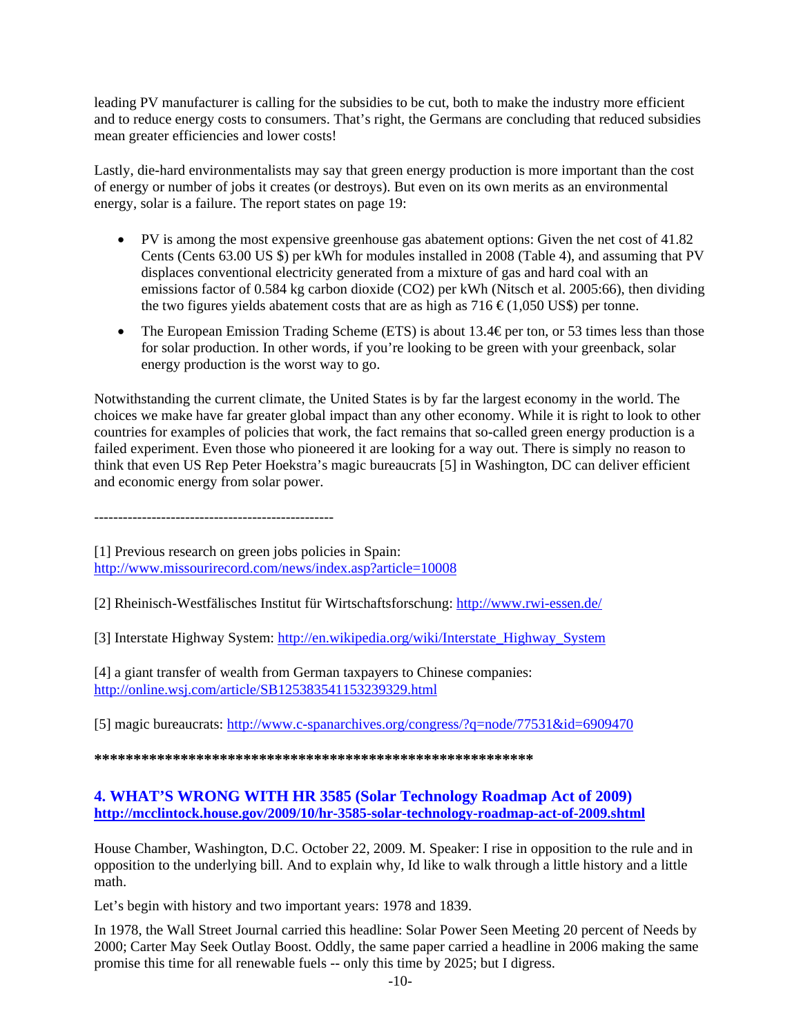leading PV manufacturer is calling for the subsidies to be cut, both to make the industry more efficient and to reduce energy costs to consumers. That's right, the Germans are concluding that reduced subsidies mean greater efficiencies and lower costs!

Lastly, die-hard environmentalists may say that green energy production is more important than the cost of energy or number of jobs it creates (or destroys). But even on its own merits as an environmental energy, solar is a failure. The report states on page 19:

- PV is among the most expensive greenhouse gas abatement options: Given the net cost of 41.82 Cents (Cents 63.00 US $) per kWh for modules installed in 2008 (Table 4), and assuming that PV displaces conventional electricity generated from a mixture of gas and hard coal with an emissions factor of 0.584 kg carbon dioxide ($CO_2$) per kWh (Nitsch et al. 2005:66), then dividing the two figures yields abatement costs that are as high as 716 € (1,050 US$) per tonne.
- The European Emission Trading Scheme (ETS) is about 13.4€ per ton, or 53 times less than those for solar production. In other words, if you're looking to be green with your greenback, solar energy production is the worst way to go.

Notwithstanding the current climate, the United States is by far the largest economy in the world. The choices we make have far greater global impact than any other economy. While it is right to look to other countries for examples of policies that work, the fact remains that so-called green energy production is a failed experiment. Even those who pioneered it are looking for a way out. There is simply no reason to think that even US Rep Peter Hoekstra's magic bureaucrats [5] in Washington, DC can deliver efficient and economic energy from solar power.

--------------------------------------------------

[1] Previous research on green jobs policies in Spain: http://www.missourirecord.com/news/index.asp?article=10008

[2] Rheinisch-Westfälisches Institut für Wirtschaftsforschung: http://www.rwi-essen.de/

[3] Interstate Highway System: http://en.wikipedia.org/wiki/Interstate_Highway_System

[4] a giant transfer of wealth from German taxpayers to Chinese companies: http://online.wsj.com/article/SB125383541153239329.html

[5] magic bureaucrats: http://www.c-spanarchives.org/congress/?q=node/77531&id=6909470

**********************************************************

## 4. WHAT'S WRONG WITH HR 3585 (Solar Technology Roadmap Act of 2009)

**http://mcclintock.house.gov/2009/10/hr-3585-solar-technology-roadmap-act-of-2009.shtml**

House Chamber, Washington, D.C. October 22, 2009. M. Speaker: I rise in opposition to the rule and in opposition to the underlying bill. And to explain why, Id like to walk through a little history and a little math.

Let's begin with history and two important years: 1978 and 1839.

In 1978, the Wall Street Journal carried this headline: Solar Power Seen Meeting 20 percent of Needs by 2000; Carter May Seek Outlay Boost. Oddly, the same paper carried a headline in 2006 making the same promise this time for all renewable fuels -- only this time by 2025; but I digress.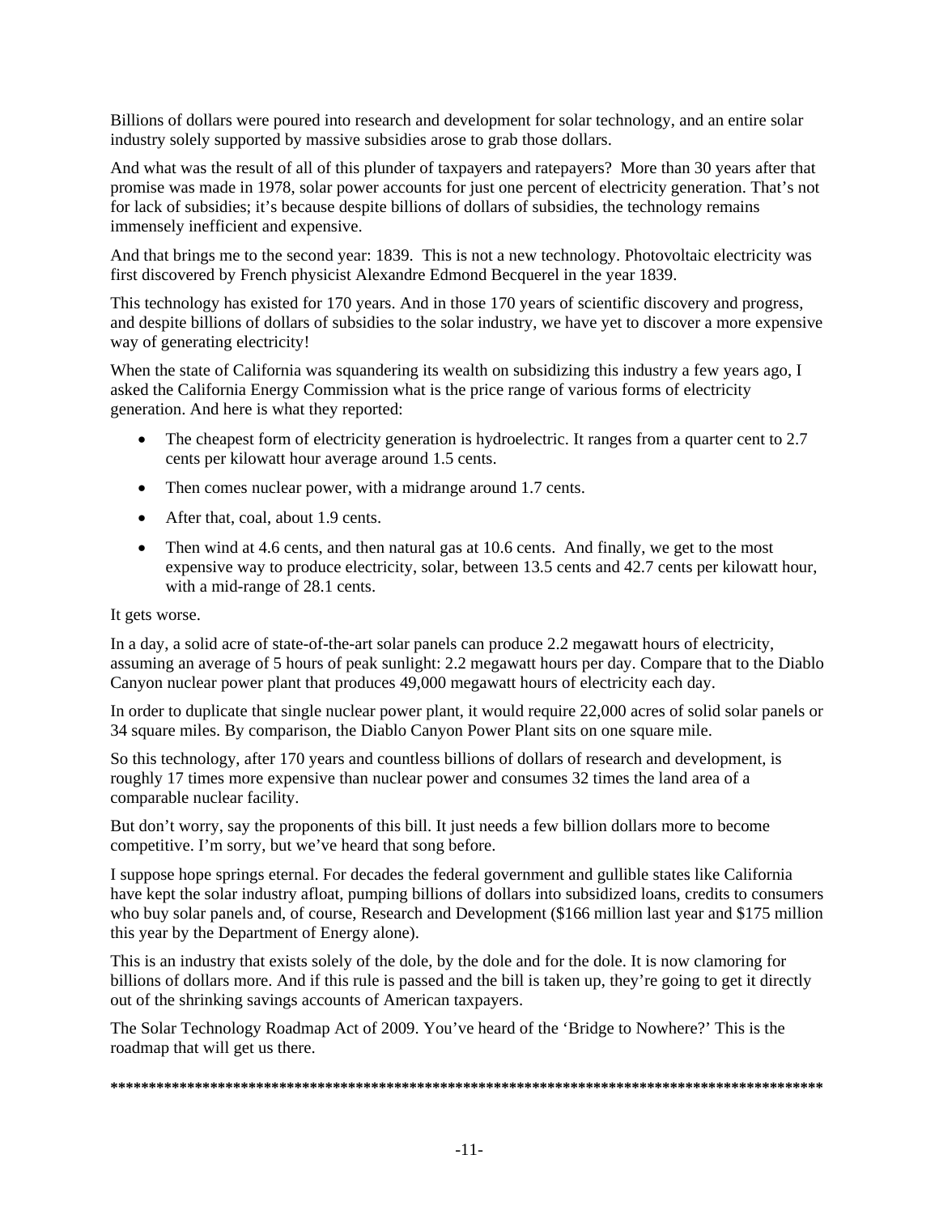Billions of dollars were poured into research and development for solar technology, and an entire solar industry solely supported by massive subsidies arose to grab those dollars.

And what was the result of all of this plunder of taxpayers and ratepayers? More than 30 years after that promise was made in 1978, solar power accounts for just one percent of electricity generation. That's not for lack of subsidies; it's because despite billions of dollars of subsidies, the technology remains immensely inefficient and expensive.

And that brings me to the second year: 1839. This is not a new technology. Photovoltaic electricity was first discovered by French physicist Alexandre Edmond Becquerel in the year 1839.

This technology has existed for 170 years. And in those 170 years of scientific discovery and progress, and despite billions of dollars of subsidies to the solar industry, we have yet to discover a more expensive way of generating electricity!

When the state of California was squandering its wealth on subsidizing this industry a few years ago, I asked the California Energy Commission what is the price range of various forms of electricity generation. And here is what they reported:

- The cheapest form of electricity generation is hydroelectric. It ranges from a quarter cent to 2.7 cents per kilowatt hour average around 1.5 cents.
- Then comes nuclear power, with a midrange around 1.7 cents.
- After that, coal, about 1.9 cents.
- Then wind at 4.6 cents, and then natural gas at 10.6 cents. And finally, we get to the most expensive way to produce electricity, solar, between 13.5 cents and 42.7 cents per kilowatt hour, with a mid-range of 28.1 cents.

It gets worse.

In a day, a solid acre of state-of-the-art solar panels can produce 2.2 megawatt hours of electricity, assuming an average of 5 hours of peak sunlight: 2.2 megawatt hours per day. Compare that to the Diablo Canyon nuclear power plant that produces 49,000 megawatt hours of electricity each day.

In order to duplicate that single nuclear power plant, it would require 22,000 acres of solid solar panels or 34 square miles. By comparison, the Diablo Canyon Power Plant sits on one square mile.

So this technology, after 170 years and countless billions of dollars of research and development, is roughly 17 times more expensive than nuclear power and consumes 32 times the land area of a comparable nuclear facility.

But don't worry, say the proponents of this bill. It just needs a few billion dollars more to become competitive. I'm sorry, but we've heard that song before.

I suppose hope springs eternal. For decades the federal government and gullible states like California have kept the solar industry afloat, pumping billions of dollars into subsidized loans, credits to consumers who buy solar panels and, of course, Research and Development ($166 million last year and $175 million this year by the Department of Energy alone).

This is an industry that exists solely of the dole, by the dole and for the dole. It is now clamoring for billions of dollars more. And if this rule is passed and the bill is taken up, they're going to get it directly out of the shrinking savings accounts of American taxpayers.

The Solar Technology Roadmap Act of 2009. You've heard of the 'Bridge to Nowhere?' This is the roadmap that will get us there.

****************************************************************************************************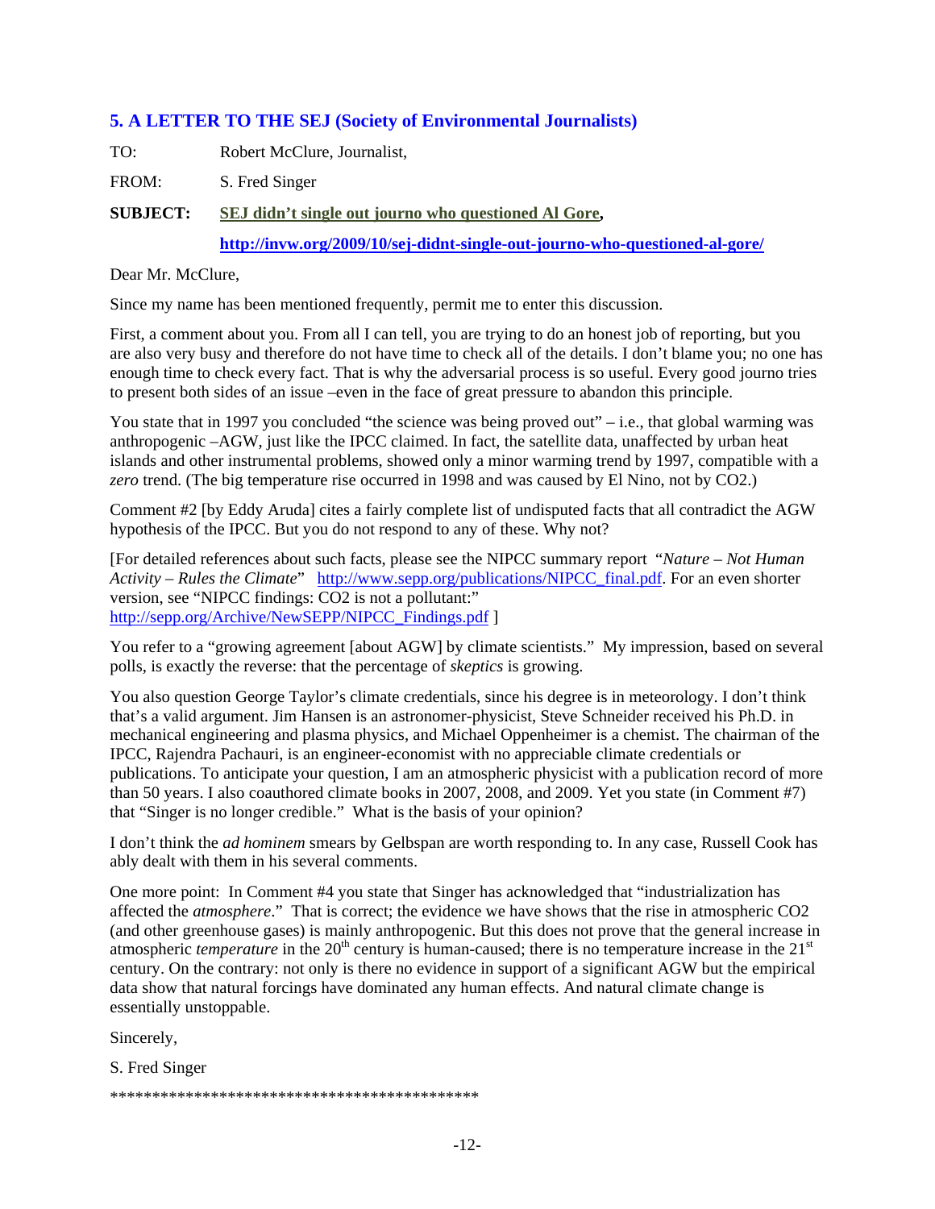## 5. A LETTER TO THE SEJ (Society of Environmental Journalists)

TO: Robert McClure, Journalist,

FROM: S. Fred Singer

**SUBJECT:** **SEJ didn't single out journo who questioned Al Gore,**

**http://invw.org/2009/10/sej-didnt-single-out-journo-who-questioned-al-gore/**

Dear Mr. McClure,

Since my name has been mentioned frequently, permit me to enter this discussion.

First, a comment about you. From all I can tell, you are trying to do an honest job of reporting, but you are also very busy and therefore do not have time to check all of the details. I don't blame you; no one has enough time to check every fact. That is why the adversarial process is so useful. Every good journo tries to present both sides of an issue –even in the face of great pressure to abandon this principle.

You state that in 1997 you concluded "the science was being proved out" – i.e., that global warming was anthropogenic –AGW, just like the IPCC claimed. In fact, the satellite data, unaffected by urban heat islands and other instrumental problems, showed only a minor warming trend by 1997, compatible with a *zero* trend. (The big temperature rise occurred in 1998 and was caused by El Nino, not by CO2.)

Comment #2 [by Eddy Aruda] cites a fairly complete list of undisputed facts that all contradict the AGW hypothesis of the IPCC. But you do not respond to any of these. Why not?

[For detailed references about such facts, please see the NIPCC summary report "*Nature – Not Human Activity – Rules the Climate*" http://www.sepp.org/publications/NIPCC_final.pdf. For an even shorter version, see "NIPCC findings: CO2 is not a pollutant:" http://sepp.org/Archive/NewSEPP/NIPCC_Findings.pdf ]

You refer to a "growing agreement [about AGW] by climate scientists." My impression, based on several polls, is exactly the reverse: that the percentage of *skeptics* is growing.

You also question George Taylor's climate credentials, since his degree is in meteorology. I don't think that's a valid argument. Jim Hansen is an astronomer-physicist, Steve Schneider received his Ph.D. in mechanical engineering and plasma physics, and Michael Oppenheimer is a chemist. The chairman of the IPCC, Rajendra Pachauri, is an engineer-economist with no appreciable climate credentials or publications. To anticipate your question, I am an atmospheric physicist with a publication record of more than 50 years. I also coauthored climate books in 2007, 2008, and 2009. Yet you state (in Comment #7) that "Singer is no longer credible." What is the basis of your opinion?

I don't think the *ad hominem* smears by Gelbspan are worth responding to. In any case, Russell Cook has ably dealt with them in his several comments.

One more point: In Comment #4 you state that Singer has acknowledged that "industrialization has affected the *atmosphere*." That is correct; the evidence we have shows that the rise in atmospheric CO2 (and other greenhouse gases) is mainly anthropogenic. But this does not prove that the general increase in atmospheric *temperature* in the 20[th] century is human-caused; there is no temperature increase in the 21[st] century. On the contrary: not only is there no evidence in support of a significant AGW but the empirical data show that natural forcings have dominated any human effects. And natural climate change is essentially unstoppable.

Sincerely,

S. Fred Singer

*******************************************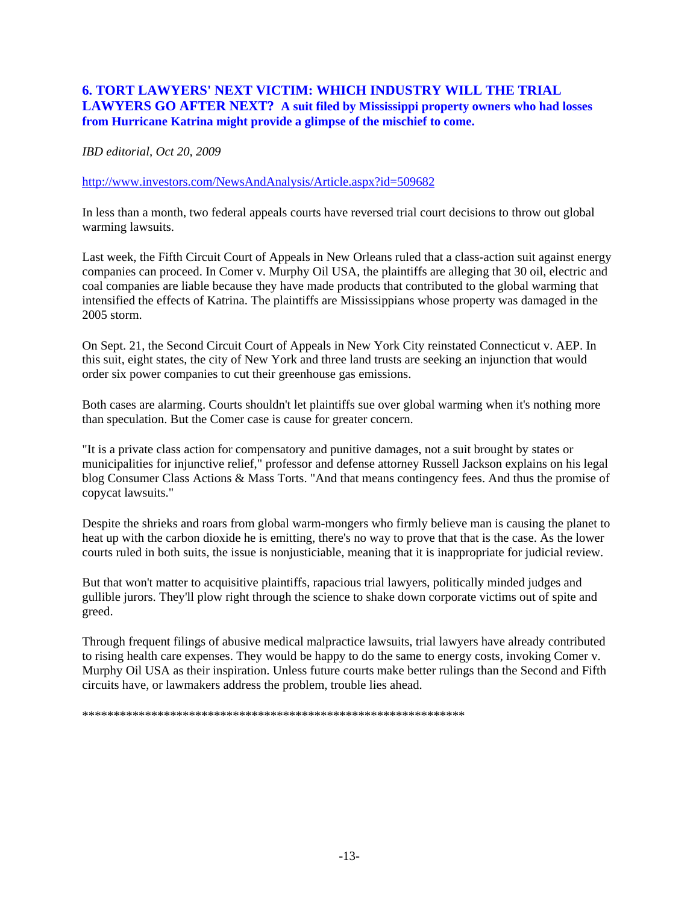### 6. TORT LAWYERS' NEXT VICTIM: WHICH INDUSTRY WILL THE TRIAL LAWYERS GO AFTER NEXT? A suit filed by Mississippi property owners who had losses from Hurricane Katrina might provide a glimpse of the mischief to come.

*IBD editorial, Oct 20, 2009*

http://www.investors.com/NewsAndAnalysis/Article.aspx?id=509682

In less than a month, two federal appeals courts have reversed trial court decisions to throw out global warming lawsuits.

Last week, the Fifth Circuit Court of Appeals in New Orleans ruled that a class-action suit against energy companies can proceed. In Comer v. Murphy Oil USA, the plaintiffs are alleging that 30 oil, electric and coal companies are liable because they have made products that contributed to the global warming that intensified the effects of Katrina. The plaintiffs are Mississippians whose property was damaged in the 2005 storm.

On Sept. 21, the Second Circuit Court of Appeals in New York City reinstated Connecticut v. AEP. In this suit, eight states, the city of New York and three land trusts are seeking an injunction that would order six power companies to cut their greenhouse gas emissions.

Both cases are alarming. Courts shouldn't let plaintiffs sue over global warming when it's nothing more than speculation. But the Comer case is cause for greater concern.

"It is a private class action for compensatory and punitive damages, not a suit brought by states or municipalities for injunctive relief," professor and defense attorney Russell Jackson explains on his legal blog Consumer Class Actions & Mass Torts. "And that means contingency fees. And thus the promise of copycat lawsuits."

Despite the shrieks and roars from global warm-mongers who firmly believe man is causing the planet to heat up with the carbon dioxide he is emitting, there's no way to prove that that is the case. As the lower courts ruled in both suits, the issue is nonjusticiable, meaning that it is inappropriate for judicial review.

But that won't matter to acquisitive plaintiffs, rapacious trial lawyers, politically minded judges and gullible jurors. They'll plow right through the science to shake down corporate victims out of spite and greed.

Through frequent filings of abusive medical malpractice lawsuits, trial lawyers have already contributed to rising health care expenses. They would be happy to do the same to energy costs, invoking Comer v. Murphy Oil USA as their inspiration. Unless future courts make better rulings than the Second and Fifth circuits have, or lawmakers address the problem, trouble lies ahead.

**************************************************************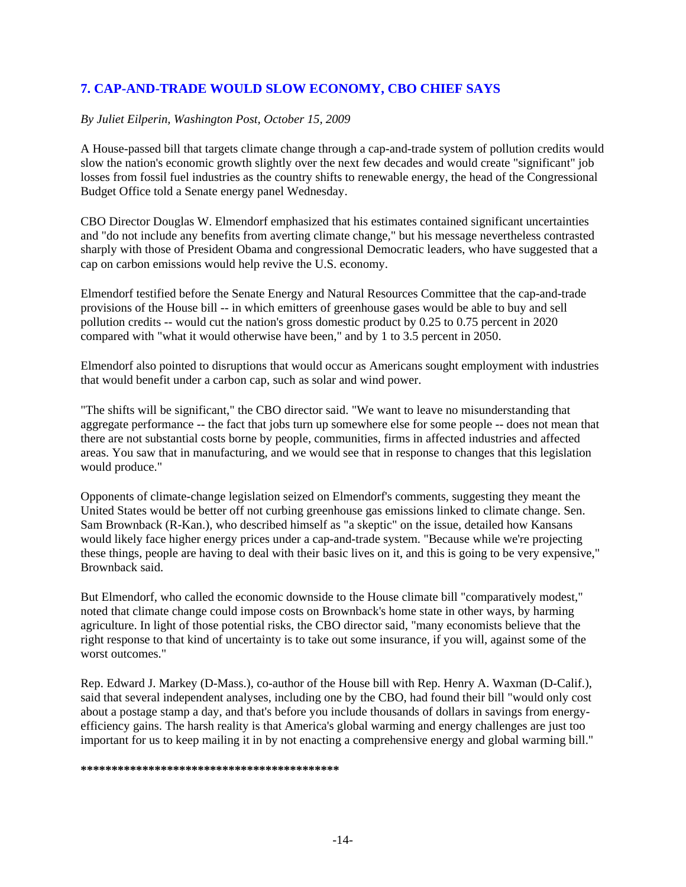## 7. CAP-AND-TRADE WOULD SLOW ECONOMY, CBO CHIEF SAYS

*By Juliet Eilperin, Washington Post, October 15, 2009*

A House-passed bill that targets climate change through a cap-and-trade system of pollution credits would slow the nation's economic growth slightly over the next few decades and would create "significant" job losses from fossil fuel industries as the country shifts to renewable energy, the head of the Congressional Budget Office told a Senate energy panel Wednesday.

CBO Director Douglas W. Elmendorf emphasized that his estimates contained significant uncertainties and "do not include any benefits from averting climate change," but his message nevertheless contrasted sharply with those of President Obama and congressional Democratic leaders, who have suggested that a cap on carbon emissions would help revive the U.S. economy.

Elmendorf testified before the Senate Energy and Natural Resources Committee that the cap-and-trade provisions of the House bill -- in which emitters of greenhouse gases would be able to buy and sell pollution credits -- would cut the nation's gross domestic product by 0.25 to 0.75 percent in 2020 compared with "what it would otherwise have been," and by 1 to 3.5 percent in 2050.

Elmendorf also pointed to disruptions that would occur as Americans sought employment with industries that would benefit under a carbon cap, such as solar and wind power.

"The shifts will be significant," the CBO director said. "We want to leave no misunderstanding that aggregate performance -- the fact that jobs turn up somewhere else for some people -- does not mean that there are not substantial costs borne by people, communities, firms in affected industries and affected areas. You saw that in manufacturing, and we would see that in response to changes that this legislation would produce."

Opponents of climate-change legislation seized on Elmendorf's comments, suggesting they meant the United States would be better off not curbing greenhouse gas emissions linked to climate change. Sen. Sam Brownback (R-Kan.), who described himself as "a skeptic" on the issue, detailed how Kansans would likely face higher energy prices under a cap-and-trade system. "Because while we're projecting these things, people are having to deal with their basic lives on it, and this is going to be very expensive," Brownback said.

But Elmendorf, who called the economic downside to the House climate bill "comparatively modest," noted that climate change could impose costs on Brownback's home state in other ways, by harming agriculture. In light of those potential risks, the CBO director said, "many economists believe that the right response to that kind of uncertainty is to take out some insurance, if you will, against some of the worst outcomes."

Rep. Edward J. Markey (D-Mass.), co-author of the House bill with Rep. Henry A. Waxman (D-Calif.), said that several independent analyses, including one by the CBO, had found their bill "would only cost about a postage stamp a day, and that's before you include thousands of dollars in savings from energy-efficiency gains. The harsh reality is that America's global warming and energy challenges are just too important for us to keep mailing it in by not enacting a comprehensive energy and global warming bill."

**\*\*\*\*\*\*\*\*\*\*\*\*\*\*\*\*\*\*\*\*\*\*\*\*\*\*\*\*\*\*\*\*\*\*\*\*\*\*\*\*\*\***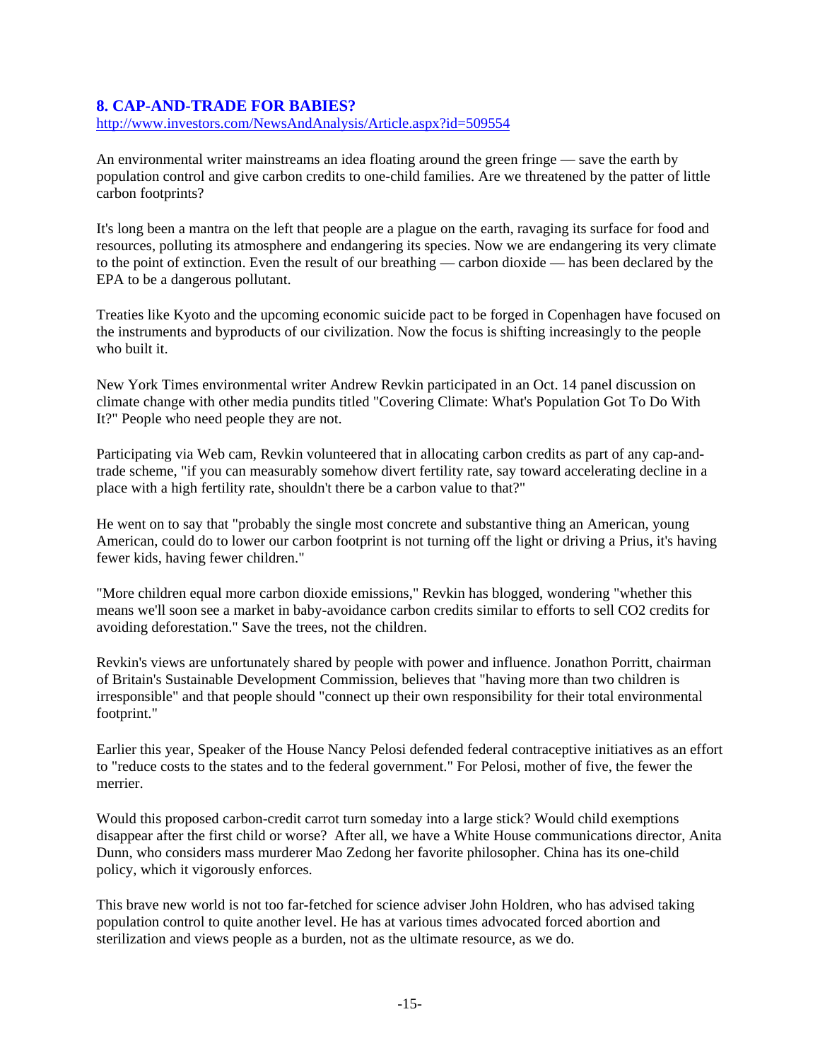## 8. CAP-AND-TRADE FOR BABIES?

http://www.investors.com/NewsAndAnalysis/Article.aspx?id=509554

An environmental writer mainstreams an idea floating around the green fringe — save the earth by population control and give carbon credits to one-child families. Are we threatened by the patter of little carbon footprints?

It's long been a mantra on the left that people are a plague on the earth, ravaging its surface for food and resources, polluting its atmosphere and endangering its species. Now we are endangering its very climate to the point of extinction. Even the result of our breathing — carbon dioxide — has been declared by the EPA to be a dangerous pollutant.

Treaties like Kyoto and the upcoming economic suicide pact to be forged in Copenhagen have focused on the instruments and byproducts of our civilization. Now the focus is shifting increasingly to the people who built it.

New York Times environmental writer Andrew Revkin participated in an Oct. 14 panel discussion on climate change with other media pundits titled "Covering Climate: What's Population Got To Do With It?" People who need people they are not.

Participating via Web cam, Revkin volunteered that in allocating carbon credits as part of any cap-and-trade scheme, "if you can measurably somehow divert fertility rate, say toward accelerating decline in a place with a high fertility rate, shouldn't there be a carbon value to that?"

He went on to say that "probably the single most concrete and substantive thing an American, young American, could do to lower our carbon footprint is not turning off the light or driving a Prius, it's having fewer kids, having fewer children."

"More children equal more carbon dioxide emissions," Revkin has blogged, wondering "whether this means we'll soon see a market in baby-avoidance carbon credits similar to efforts to sell CO2 credits for avoiding deforestation." Save the trees, not the children.

Revkin's views are unfortunately shared by people with power and influence. Jonathon Porritt, chairman of Britain's Sustainable Development Commission, believes that "having more than two children is irresponsible" and that people should "connect up their own responsibility for their total environmental footprint."

Earlier this year, Speaker of the House Nancy Pelosi defended federal contraceptive initiatives as an effort to "reduce costs to the states and to the federal government." For Pelosi, mother of five, the fewer the merrier.

Would this proposed carbon-credit carrot turn someday into a large stick? Would child exemptions disappear after the first child or worse? After all, we have a White House communications director, Anita Dunn, who considers mass murderer Mao Zedong her favorite philosopher. China has its one-child policy, which it vigorously enforces.

This brave new world is not too far-fetched for science adviser John Holdren, who has advised taking population control to quite another level. He has at various times advocated forced abortion and sterilization and views people as a burden, not as the ultimate resource, as we do.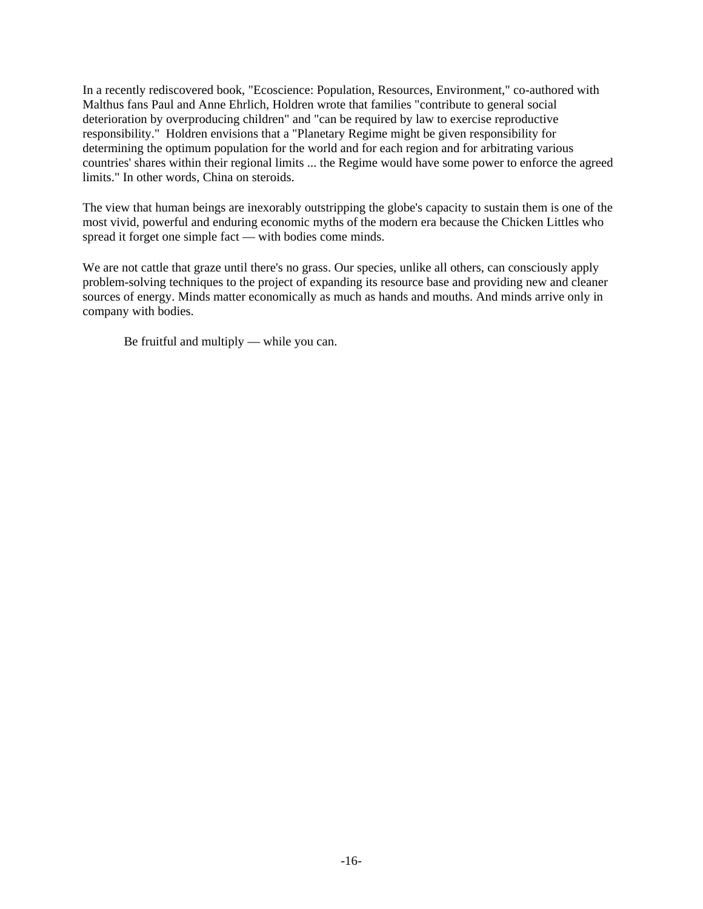In a recently rediscovered book, "Ecoscience: Population, Resources, Environment," co-authored with Malthus fans Paul and Anne Ehrlich, Holdren wrote that families "contribute to general social deterioration by overproducing children" and "can be required by law to exercise reproductive responsibility." Holdren envisions that a "Planetary Regime might be given responsibility for determining the optimum population for the world and for each region and for arbitrating various countries' shares within their regional limits ... the Regime would have some power to enforce the agreed limits." In other words, China on steroids.

The view that human beings are inexorably outstripping the globe's capacity to sustain them is one of the most vivid, powerful and enduring economic myths of the modern era because the Chicken Littles who spread it forget one simple fact — with bodies come minds.

We are not cattle that graze until there's no grass. Our species, unlike all others, can consciously apply problem-solving techniques to the project of expanding its resource base and providing new and cleaner sources of energy. Minds matter economically as much as hands and mouths. And minds arrive only in company with bodies.

Be fruitful and multiply — while you can.